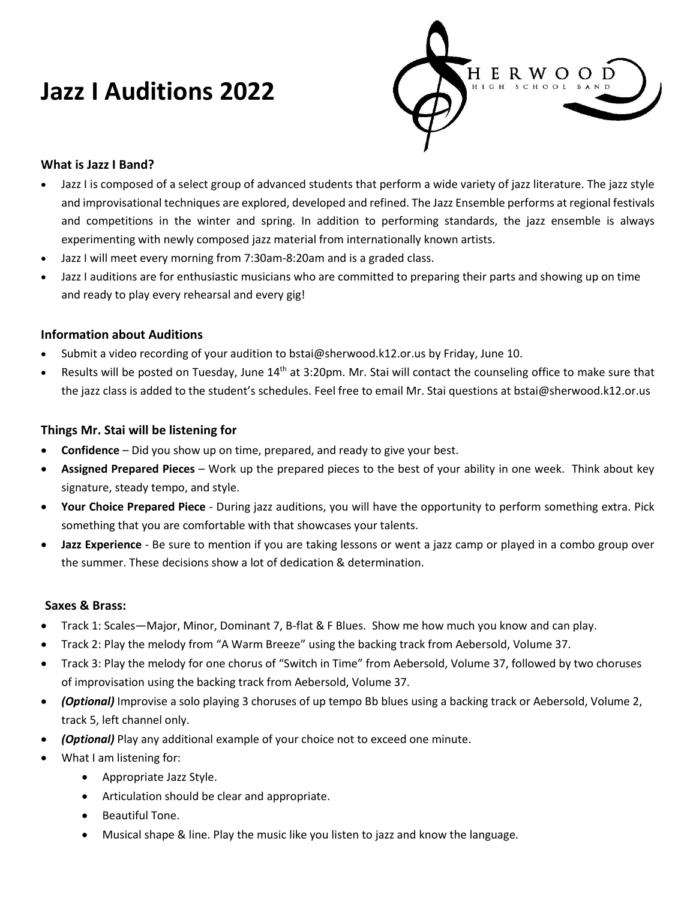# Jazz I Auditions 2022

### What is Jazz I Band?

- Jazz I is composed of a select group of advanced students that perform a wide variety of jazz literature. The jazz style and improvisational techniques are explored, developed and refined. The Jazz Ensemble performs at regional festivals and competitions in the winter and spring. In addition to performing standards, the jazz ensemble is always experimenting with newly composed jazz material from internationally known artists.
- Jazz I will meet every morning from 7:30am-8:20am and is a graded class.
- Jazz I auditions are for enthusiastic musicians who are committed to preparing their parts and showing up on time and ready to play every rehearsal and every gig!

### Information about Auditions

- Submit a video recording of your audition to bstai@sherwood.k12.or.us by Friday, June 10.
- Results will be posted on Tuesday, June 14th at 3:20pm. Mr. Stai will contact the counseling office to make sure that the jazz class is added to the student's schedules. Feel free to email Mr. Stai questions at bstai@sherwood.k12.or.us

### Things Mr. Stai will be listening for

- **Confidence** – Did you show up on time, prepared, and ready to give your best.
- **Assigned Prepared Pieces** – Work up the prepared pieces to the best of your ability in one week. Think about key signature, steady tempo, and style.
- **Your Choice Prepared Piece** - During jazz auditions, you will have the opportunity to perform something extra. Pick something that you are comfortable with that showcases your talents.
- **Jazz Experience** - Be sure to mention if you are taking lessons or went a jazz camp or played in a combo group over the summer. These decisions show a lot of dedication & determination.

### Saxes & Brass:

- Track 1: Scales—Major, Minor, Dominant 7, B-flat & F Blues. Show me how much you know and can play.
- Track 2: Play the melody from "A Warm Breeze" using the backing track from Aebersold, Volume 37.
- Track 3: Play the melody for one chorus of "Switch in Time" from Aebersold, Volume 37, followed by two choruses of improvisation using the backing track from Aebersold, Volume 37.
- ***(Optional)*** Improvise a solo playing 3 choruses of up tempo Bb blues using a backing track or Aebersold, Volume 2, track 5, left channel only.
- ***(Optional)*** Play any additional example of your choice not to exceed one minute.
- What I am listening for:
  - Appropriate Jazz Style.
  - Articulation should be clear and appropriate.
  - Beautiful Tone.
  - Musical shape & line. Play the music like you listen to jazz and know the language.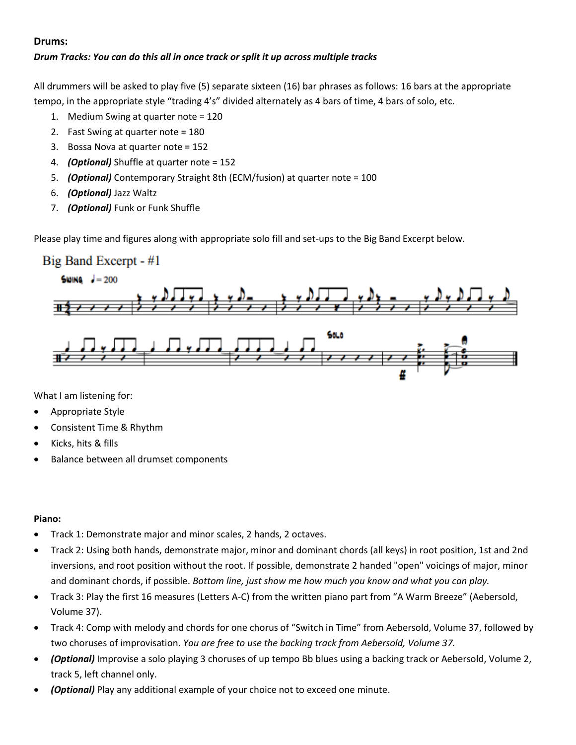**Drums:**

***Drum Tracks: You can do this all in once track or split it up across multiple tracks***

All drummers will be asked to play five (5) separate sixteen (16) bar phrases as follows: 16 bars at the appropriate tempo, in the appropriate style "trading 4's" divided alternately as 4 bars of time, 4 bars of solo, etc.

1. Medium Swing at quarter note = 120
2. Fast Swing at quarter note = 180
3. Bossa Nova at quarter note = 152
4. ***(Optional)*** Shuffle at quarter note = 152
5. ***(Optional)*** Contemporary Straight 8th (ECM/fusion) at quarter note = 100
6. ***(Optional)*** Jazz Waltz
7. ***(Optional)*** Funk or Funk Shuffle

Please play time and figures along with appropriate solo fill and set-ups to the Big Band Excerpt below.

Big Band Excerpt - #1

SWING ♩= 200

SOLO

What I am listening for:

- Appropriate Style
- Consistent Time & Rhythm
- Kicks, hits & fills
- Balance between all drumset components

**Piano:**

- Track 1: Demonstrate major and minor scales, 2 hands, 2 octaves.
- Track 2: Using both hands, demonstrate major, minor and dominant chords (all keys) in root position, 1st and 2nd inversions, and root position without the root. If possible, demonstrate 2 handed "open" voicings of major, minor and dominant chords, if possible. *Bottom line, just show me how much you know and what you can play.*
- Track 3: Play the first 16 measures (Letters A-C) from the written piano part from "A Warm Breeze" (Aebersold, Volume 37).
- Track 4: Comp with melody and chords for one chorus of "Switch in Time" from Aebersold, Volume 37, followed by two choruses of improvisation. *You are free to use the backing track from Aebersold, Volume 37.*
- ***(Optional)*** Improvise a solo playing 3 choruses of up tempo Bb blues using a backing track or Aebersold, Volume 2, track 5, left channel only.
- ***(Optional)*** Play any additional example of your choice not to exceed one minute.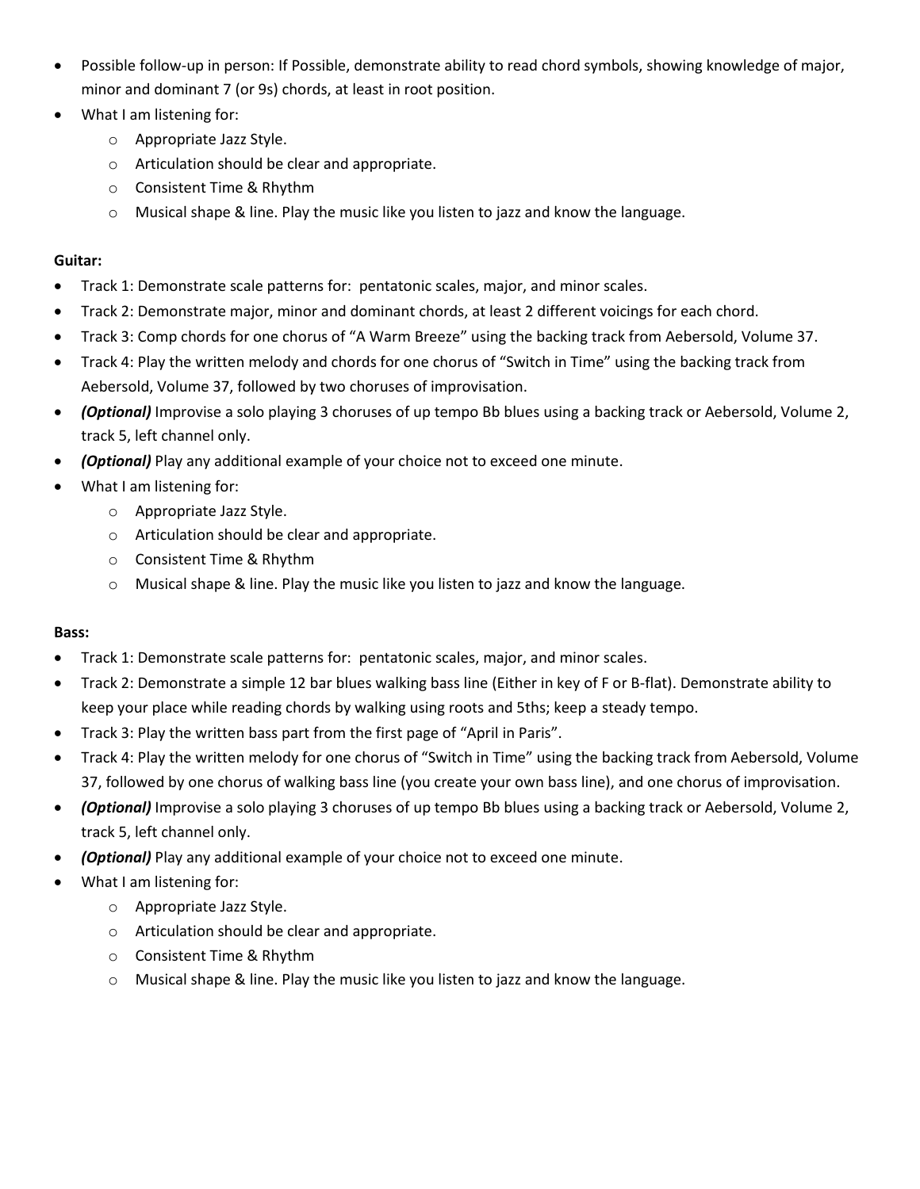- Possible follow-up in person: If Possible, demonstrate ability to read chord symbols, showing knowledge of major, minor and dominant 7 (or 9s) chords, at least in root position.
- What I am listening for:
  - Appropriate Jazz Style.
  - Articulation should be clear and appropriate.
  - Consistent Time & Rhythm
  - Musical shape & line. Play the music like you listen to jazz and know the language.

**Guitar:**

- Track 1: Demonstrate scale patterns for: pentatonic scales, major, and minor scales.
- Track 2: Demonstrate major, minor and dominant chords, at least 2 different voicings for each chord.
- Track 3: Comp chords for one chorus of "A Warm Breeze" using the backing track from Aebersold, Volume 37.
- Track 4: Play the written melody and chords for one chorus of "Switch in Time" using the backing track from Aebersold, Volume 37, followed by two choruses of improvisation.
- ***(Optional)*** Improvise a solo playing 3 choruses of up tempo Bb blues using a backing track or Aebersold, Volume 2, track 5, left channel only.
- ***(Optional)*** Play any additional example of your choice not to exceed one minute.
- What I am listening for:
  - Appropriate Jazz Style.
  - Articulation should be clear and appropriate.
  - Consistent Time & Rhythm
  - Musical shape & line. Play the music like you listen to jazz and know the language.

**Bass:**

- Track 1: Demonstrate scale patterns for: pentatonic scales, major, and minor scales.
- Track 2: Demonstrate a simple 12 bar blues walking bass line (Either in key of F or B-flat). Demonstrate ability to keep your place while reading chords by walking using roots and 5ths; keep a steady tempo.
- Track 3: Play the written bass part from the first page of "April in Paris".
- Track 4: Play the written melody for one chorus of "Switch in Time" using the backing track from Aebersold, Volume 37, followed by one chorus of walking bass line (you create your own bass line), and one chorus of improvisation.
- ***(Optional)*** Improvise a solo playing 3 choruses of up tempo Bb blues using a backing track or Aebersold, Volume 2, track 5, left channel only.
- ***(Optional)*** Play any additional example of your choice not to exceed one minute.
- What I am listening for:
  - Appropriate Jazz Style.
  - Articulation should be clear and appropriate.
  - Consistent Time & Rhythm
  - Musical shape & line. Play the music like you listen to jazz and know the language.